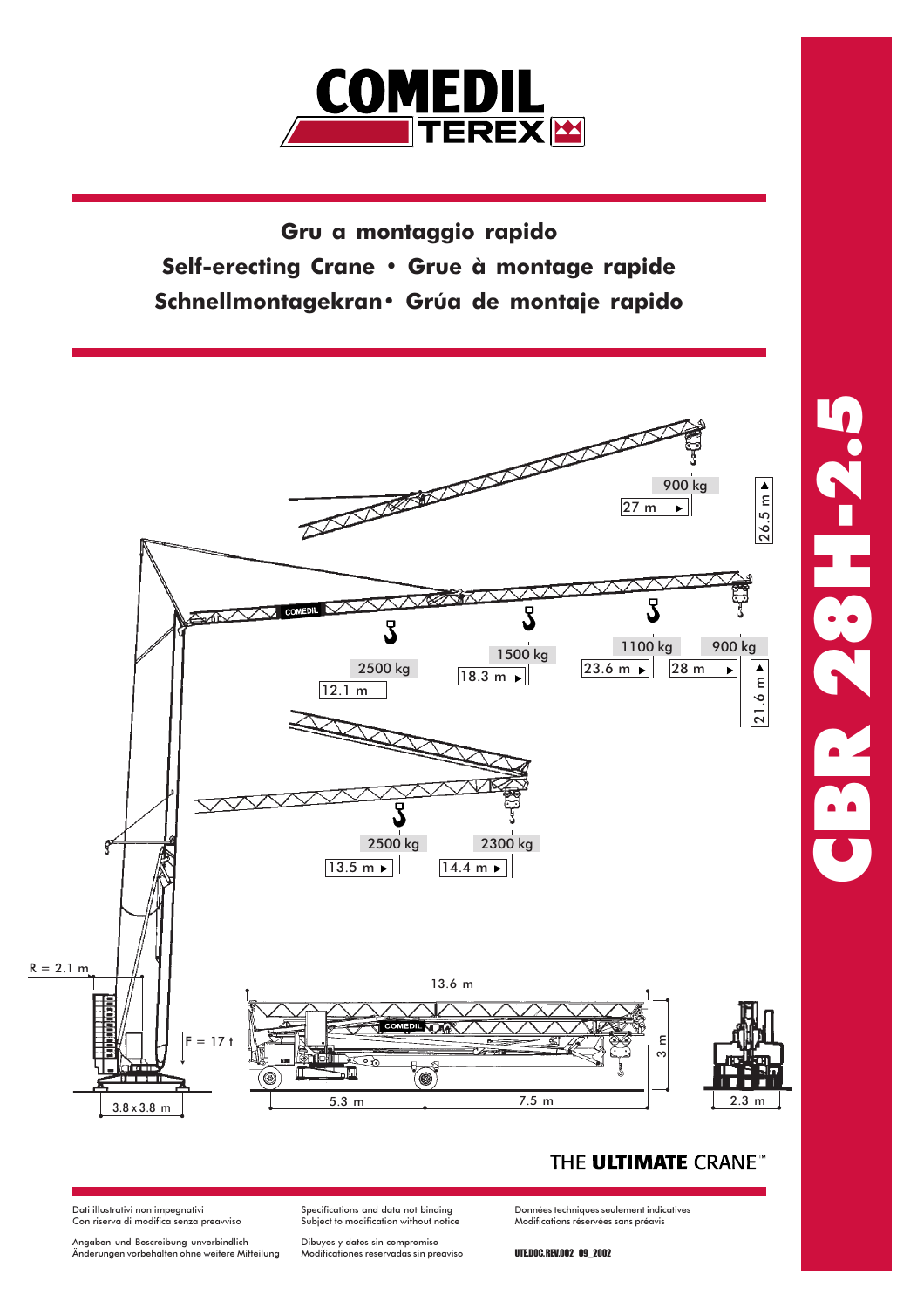# COMEDIL TEREX

## Gru a montaggio rapido
## Self-erecting Crane • Grue à montage rapide
## Schnellmontagekran • Grúa de montaje rapido

# CBR 28H-2.5

900 kg
27 m
26.5 m

2500 kg
12.1 m
1500 kg
18.3 m
1100 kg
23.6 m
900 kg
28 m
21.6 m

2500 kg
13.5 m
2300 kg
14.4 m

R = 2.1 m
F = 17 t
3.8 x 3.8 m
13.6 m
3 m
5.3 m
7.5 m
2.3 m

THE **ULTIMATE** CRANE™

Dati illustrativi non impegnativi
Con riserva di modifica senza preavviso

Specifications and data not binding
Subject to modification without notice

Données techniques seulement indicatives
Modifications réservées sans préavis

Angaben und Bescreibung unverbindlich
Änderungen vorbehalten ohne weitere Mitteilung

Dibuyos y datos sin compromiso
Modificationes reservadas sin preaviso

UTE.DOC.REV.002 09_2002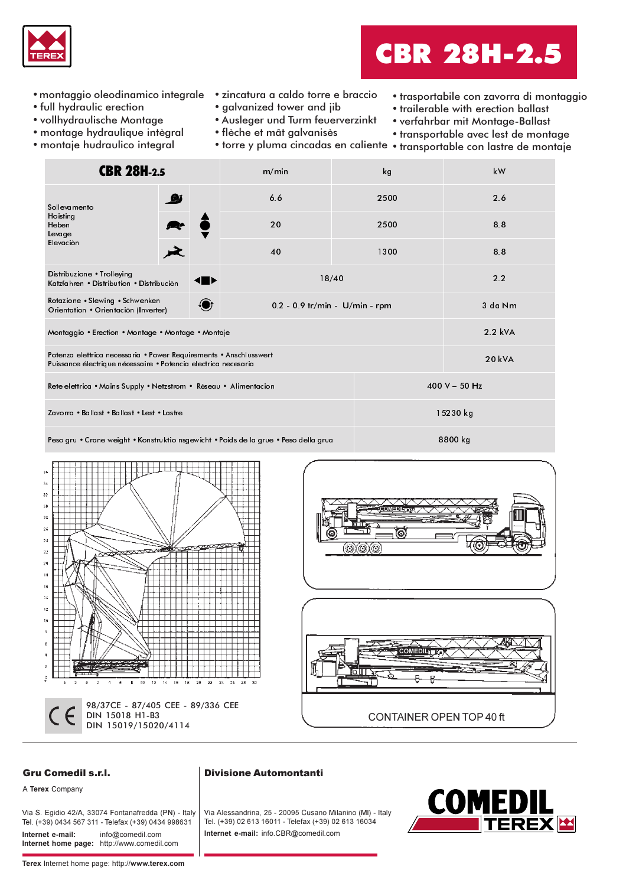# CBR 28H-2.5

- montaggio oleodinamico integrale
- full hydraulic erection
- vollhydraulische Montage
- montage hydraulique intègral
- montaje hudraulico integral

- zincatura a caldo torre e braccio
- galvanized tower and jib
- Ausleger und Turm feuerverzinkt
- flèche et mât galvanisès
- torre y pluma cincadas en caliente

- trasportabile con zavorra di montaggio
- trailerable with erection ballast
- verfahrbar mit Montage-Ballast
- transportable avec lest de montage
- transportable con lastre de montaje

| CBR 28H-2.5 | | | m/min | kg | kW |
|---|---|---|---|---|---|
| Sollevamento Hoisting Heben Levage Elevaciòn | | | 6.6 | 2500 | 2.6 |
| | | | 20 | 2500 | 8.8 |
| | | | 40 | 1300 | 8.8 |
| Distribuzione • Trolleying Katzfahren • Distribution • Distribuciòn | | | 18/40 | | 2.2 |
| Rotazione • Slewing • Schwenken Orientation • Orientaciòn (Inverter) | | | 0.2 - 0.9 tr/min - U/min - rpm | | 3 da Nm |
| Montaggio • Erection • Montage • Montage • Montaje | | | | | 2.2 kVA |
| Potenza elettrica necessaria • Power Requirements • Anschlusswert Puissance èlectrique nècessaire • Potencia electrica necesaria | | | | | 20 kVA |
| Rete elettrica • Mains Supply • Netzstrom • Rèseau • Alimentacion | | | | 400 V – 50 Hz | |
| Zavorra • Ballast • Ballast • Lest • Lastre | | | | 15230 kg | |
| Peso gru • Crane weight • Konstruktionsgewicht • Poids de la grue • Peso della grua | | | | 8800 kg | |

CE

98/37CE - 87/405 CEE - 89/336 CEE
DIN 15018 H1-B3
DIN 15019/15020/4114

CONTAINER OPEN TOP 40 ft

**Gru Comedil s.r.l.**

A **Terex** Company

Via S. Egidio 42/A, 33074 Fontanafredda (PN) - Italy
Tel. (+39) 0434 567 311 - Telefax (+39) 0434 998631
**Internet e-mail:** info@comedil.com
**Internet home page:** http://www.comedil.com

**Divisione Automontanti**

Via Alessandrina, 25 - 20095 Cusano Milanino (MI) - Italy
Tel. (+39) 02 613 16011 - Telefax (+39) 02 613 16034
**Internet e-mail:** info.CBR@comedil.com

COMEDIL TEREX

**Terex** Internet home page: http://**www.terex.com**